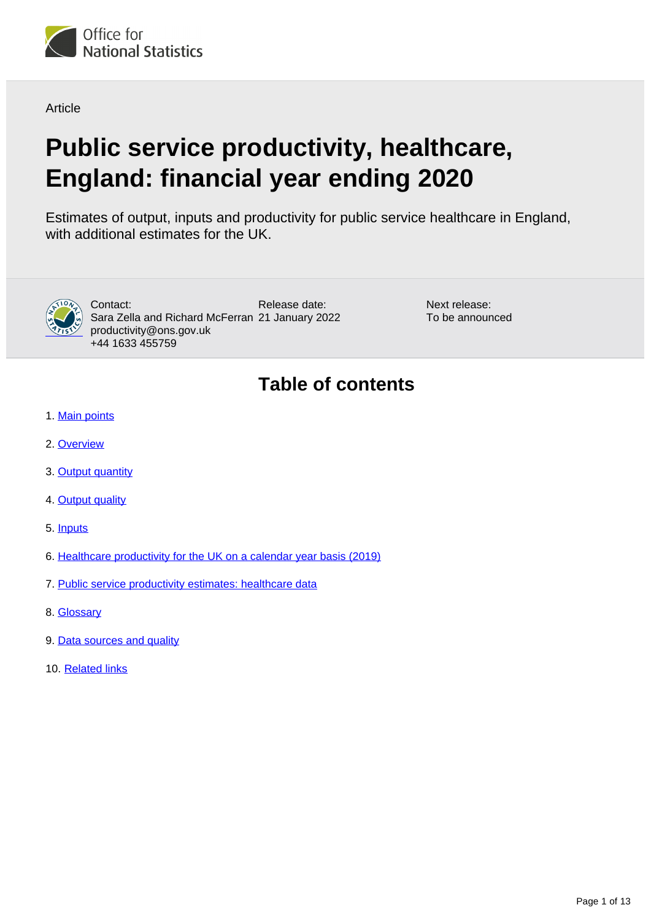Office for National Statistics

Article

# Public service productivity, healthcare, England: financial year ending 2020

Estimates of output, inputs and productivity for public service healthcare in England, with additional estimates for the UK.

Contact:
Sara Zella and Richard McFerran
productivity@ons.gov.uk
+44 1633 455759

Release date:
21 January 2022

Next release:
To be announced

## Table of contents

1. Main points
2. Overview
3. Output quantity
4. Output quality
5. Inputs
6. Healthcare productivity for the UK on a calendar year basis (2019)
7. Public service productivity estimates: healthcare data
8. Glossary
9. Data sources and quality
10. Related links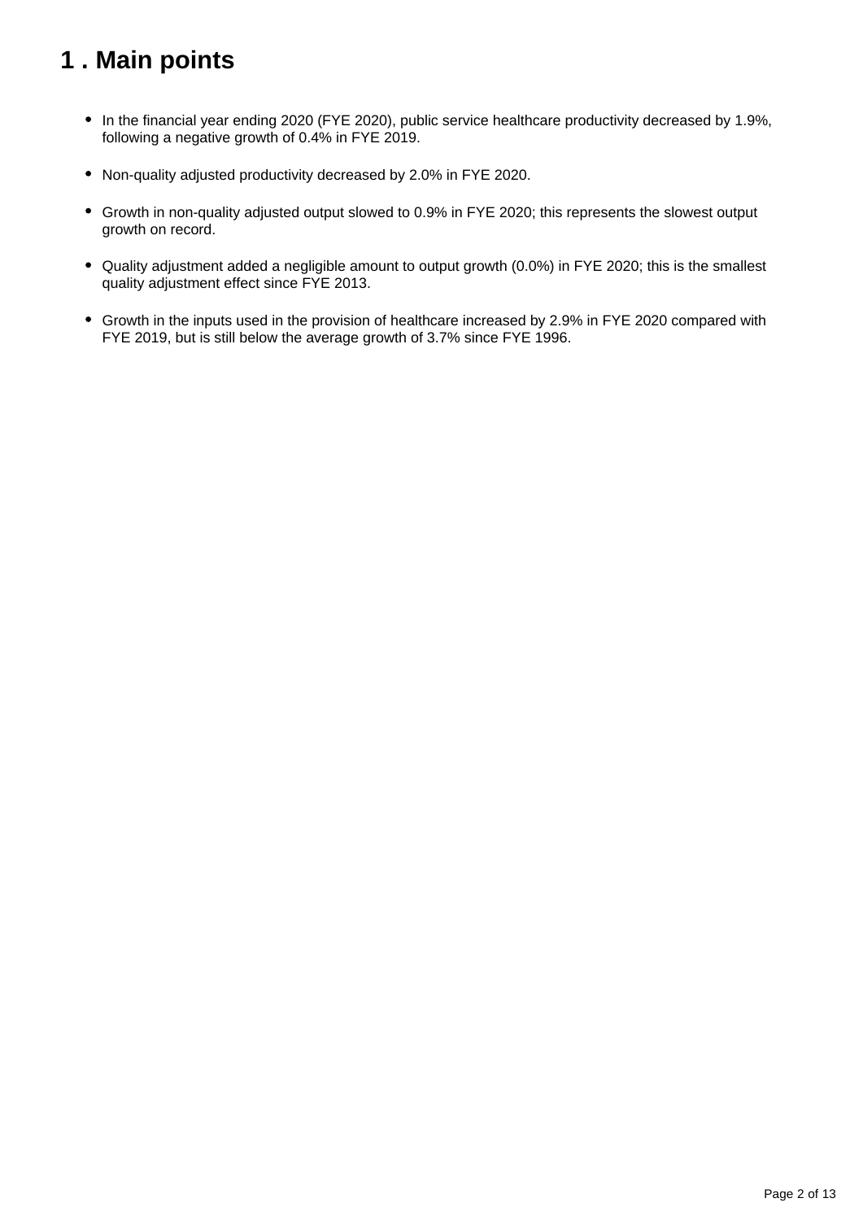# 1 . Main points

- In the financial year ending 2020 (FYE 2020), public service healthcare productivity decreased by 1.9%, following a negative growth of 0.4% in FYE 2019.
- Non-quality adjusted productivity decreased by 2.0% in FYE 2020.
- Growth in non-quality adjusted output slowed to 0.9% in FYE 2020; this represents the slowest output growth on record.
- Quality adjustment added a negligible amount to output growth (0.0%) in FYE 2020; this is the smallest quality adjustment effect since FYE 2013.
- Growth in the inputs used in the provision of healthcare increased by 2.9% in FYE 2020 compared with FYE 2019, but is still below the average growth of 3.7% since FYE 1996.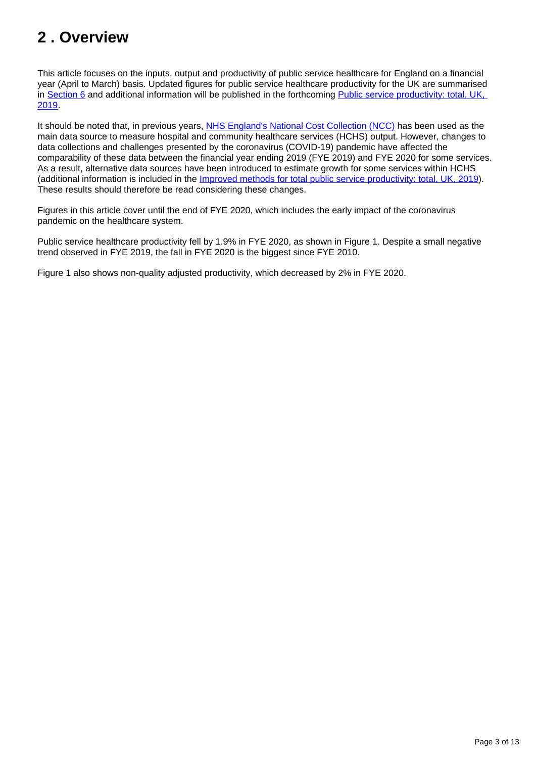## 2 . Overview

This article focuses on the inputs, output and productivity of public service healthcare for England on a financial year (April to March) basis. Updated figures for public service healthcare productivity for the UK are summarised in [Section 6](#) and additional information will be published in the forthcoming [Public service productivity: total, UK, 2019](#).

It should be noted that, in previous years, [NHS England's National Cost Collection (NCC)](#) has been used as the main data source to measure hospital and community healthcare services (HCHS) output. However, changes to data collections and challenges presented by the coronavirus (COVID-19) pandemic have affected the comparability of these data between the financial year ending 2019 (FYE 2019) and FYE 2020 for some services. As a result, alternative data sources have been introduced to estimate growth for some services within HCHS (additional information is included in the [Improved methods for total public service productivity: total, UK, 2019](#)). These results should therefore be read considering these changes.

Figures in this article cover until the end of FYE 2020, which includes the early impact of the coronavirus pandemic on the healthcare system.

Public service healthcare productivity fell by 1.9% in FYE 2020, as shown in Figure 1. Despite a small negative trend observed in FYE 2019, the fall in FYE 2020 is the biggest since FYE 2010.

Figure 1 also shows non-quality adjusted productivity, which decreased by 2% in FYE 2020.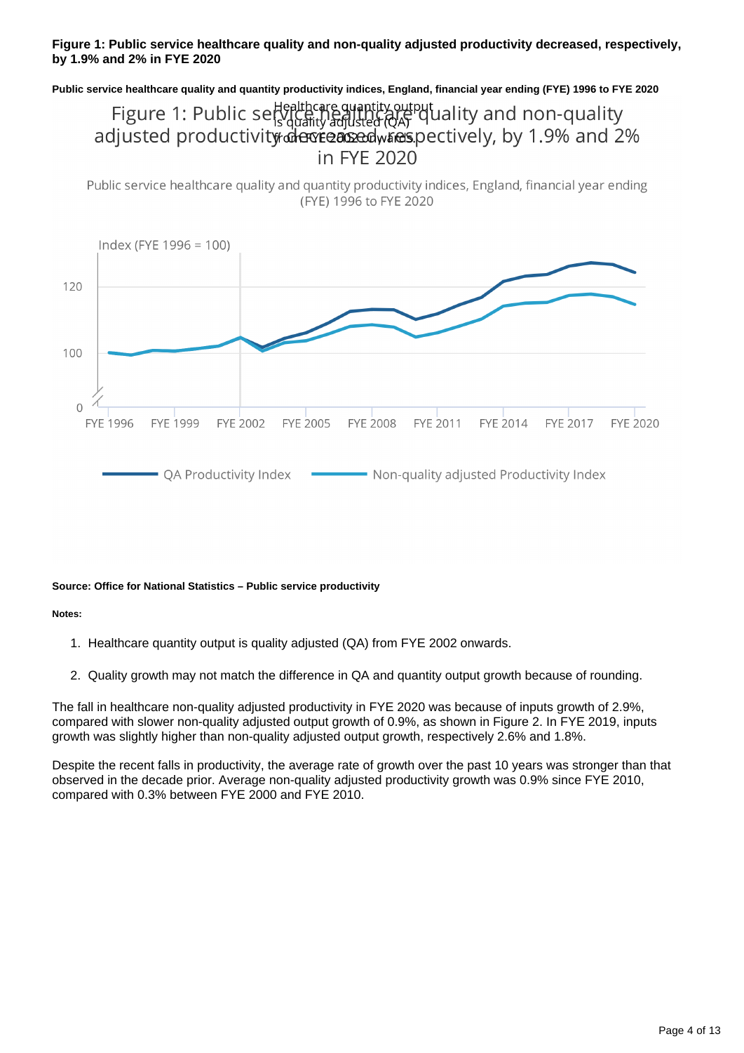**Figure 1: Public service healthcare quality and non-quality adjusted productivity decreased, respectively, by 1.9% and 2% in FYE 2020**

**Public service healthcare quality and quantity productivity indices, England, financial year ending (FYE) 1996 to FYE 2020**

**Source: Office for National Statistics – Public service productivity**

**Notes:**

1. Healthcare quantity output is quality adjusted (QA) from FYE 2002 onwards.
2. Quality growth may not match the difference in QA and quantity output growth because of rounding.

The fall in healthcare non-quality adjusted productivity in FYE 2020 was because of inputs growth of 2.9%, compared with slower non-quality adjusted output growth of 0.9%, as shown in Figure 2. In FYE 2019, inputs growth was slightly higher than non-quality adjusted output growth, respectively 2.6% and 1.8%.

Despite the recent falls in productivity, the average rate of growth over the past 10 years was stronger than that observed in the decade prior. Average non-quality adjusted productivity growth was 0.9% since FYE 2010, compared with 0.3% between FYE 2000 and FYE 2010.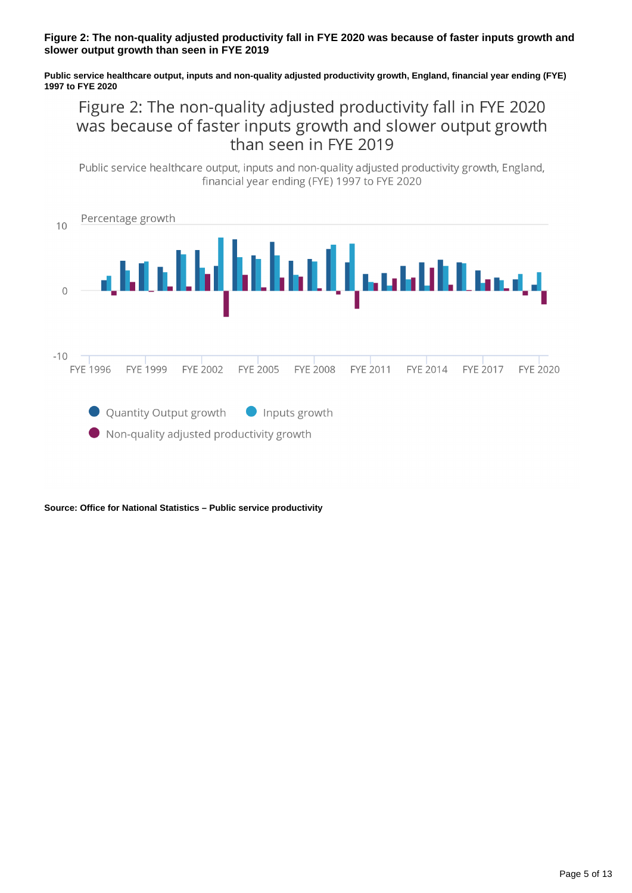**Figure 2: The non-quality adjusted productivity fall in FYE 2020 was because of faster inputs growth and slower output growth than seen in FYE 2019**

**Public service healthcare output, inputs and non-quality adjusted productivity growth, England, financial year ending (FYE) 1997 to FYE 2020**

**Source: Office for National Statistics – Public service productivity**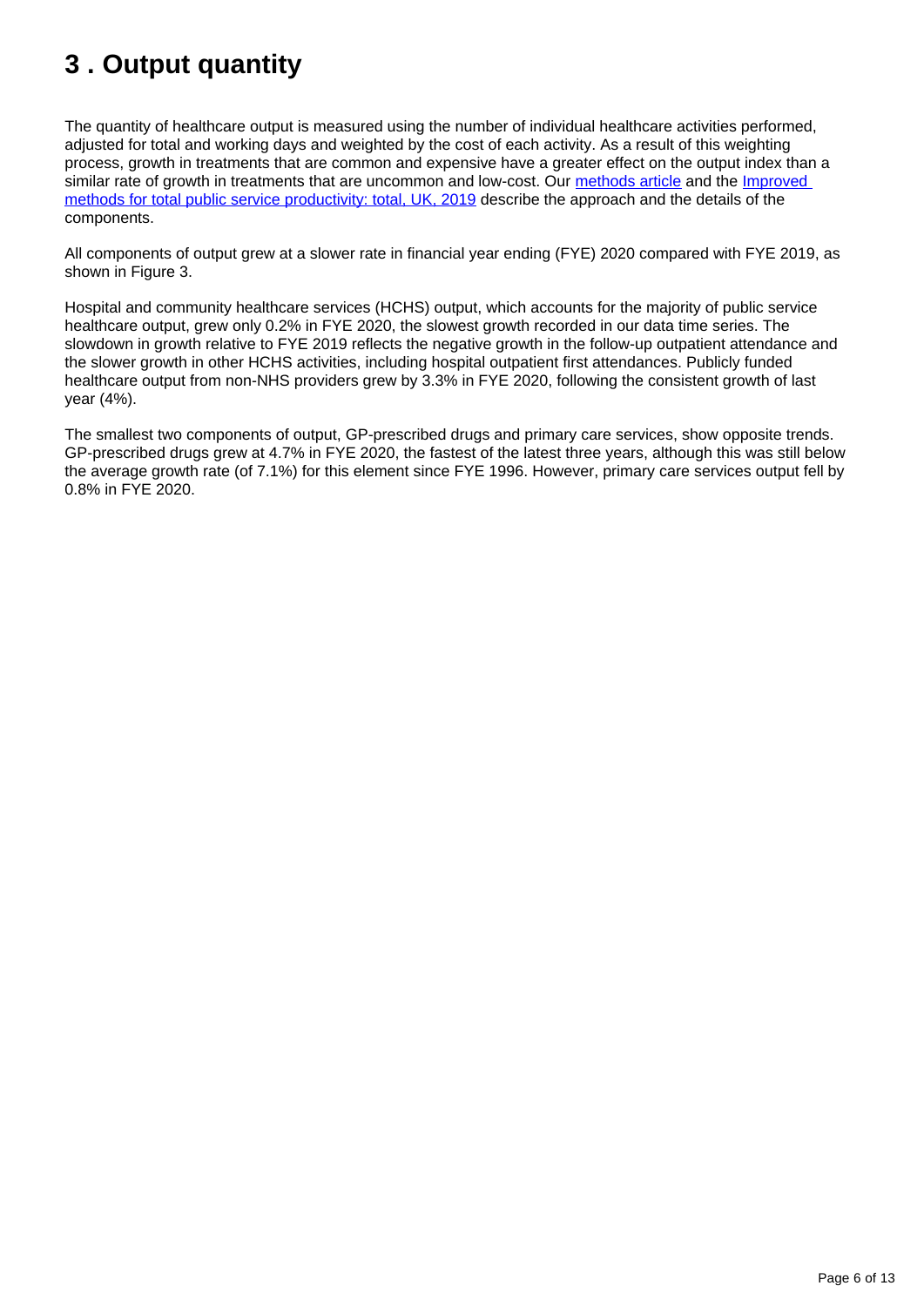# 3 . Output quantity

The quantity of healthcare output is measured using the number of individual healthcare activities performed, adjusted for total and working days and weighted by the cost of each activity. As a result of this weighting process, growth in treatments that are common and expensive have a greater effect on the output index than a similar rate of growth in treatments that are uncommon and low-cost. Our methods article and the Improved methods for total public service productivity: total, UK, 2019 describe the approach and the details of the components.

All components of output grew at a slower rate in financial year ending (FYE) 2020 compared with FYE 2019, as shown in Figure 3.

Hospital and community healthcare services (HCHS) output, which accounts for the majority of public service healthcare output, grew only 0.2% in FYE 2020, the slowest growth recorded in our data time series. The slowdown in growth relative to FYE 2019 reflects the negative growth in the follow-up outpatient attendance and the slower growth in other HCHS activities, including hospital outpatient first attendances. Publicly funded healthcare output from non-NHS providers grew by 3.3% in FYE 2020, following the consistent growth of last year (4%).

The smallest two components of output, GP-prescribed drugs and primary care services, show opposite trends. GP-prescribed drugs grew at 4.7% in FYE 2020, the fastest of the latest three years, although this was still below the average growth rate (of 7.1%) for this element since FYE 1996. However, primary care services output fell by 0.8% in FYE 2020.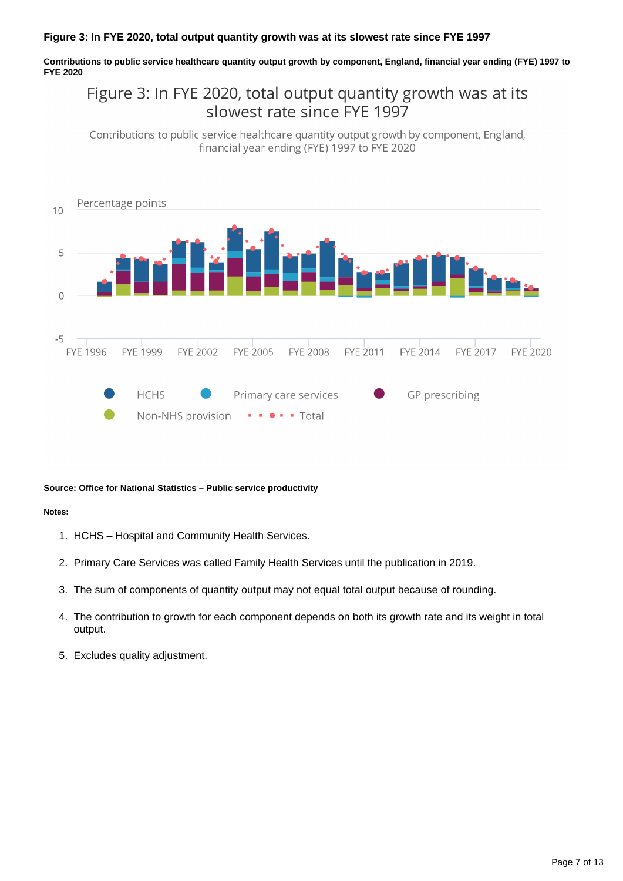**Figure 3: In FYE 2020, total output quantity growth was at its slowest rate since FYE 1997**

**Contributions to public service healthcare quantity output growth by component, England, financial year ending (FYE) 1997 to FYE 2020**

**Source: Office for National Statistics – Public service productivity**

**Notes:**

1. HCHS – Hospital and Community Health Services.
2. Primary Care Services was called Family Health Services until the publication in 2019.
3. The sum of components of quantity output may not equal total output because of rounding.
4. The contribution to growth for each component depends on both its growth rate and its weight in total output.
5. Excludes quality adjustment.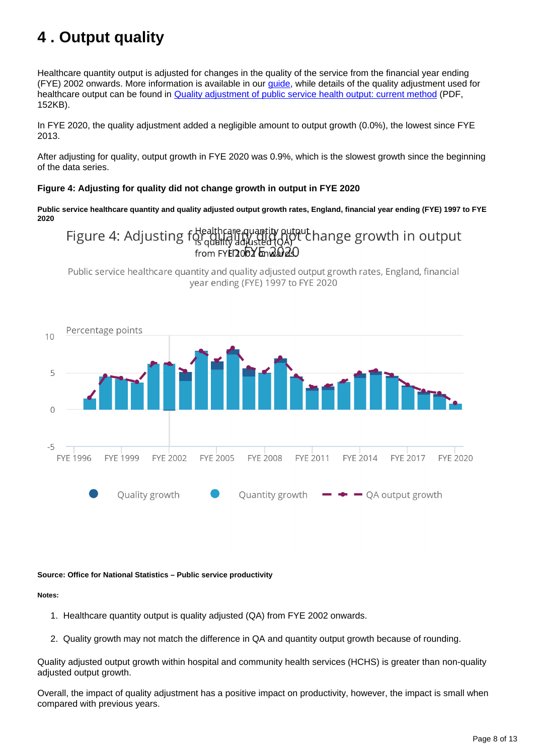# 4 . Output quality

Healthcare quantity output is adjusted for changes in the quality of the service from the financial year ending (FYE) 2002 onwards. More information is available in our guide, while details of the quality adjustment used for healthcare output can be found in Quality adjustment of public service health output: current method (PDF, 152KB).

In FYE 2020, the quality adjustment added a negligible amount to output growth (0.0%), the lowest since FYE 2013.

After adjusting for quality, output growth in FYE 2020 was 0.9%, which is the slowest growth since the beginning of the data series.

**Figure 4: Adjusting for quality did not change growth in output in FYE 2020**

**Public service healthcare quantity and quality adjusted output growth rates, England, financial year ending (FYE) 1997 to FYE 2020**

**Source: Office for National Statistics – Public service productivity**

**Notes:**

1. Healthcare quantity output is quality adjusted (QA) from FYE 2002 onwards.
2. Quality growth may not match the difference in QA and quantity output growth because of rounding.

Quality adjusted output growth within hospital and community health services (HCHS) is greater than non-quality adjusted output growth.

Overall, the impact of quality adjustment has a positive impact on productivity, however, the impact is small when compared with previous years.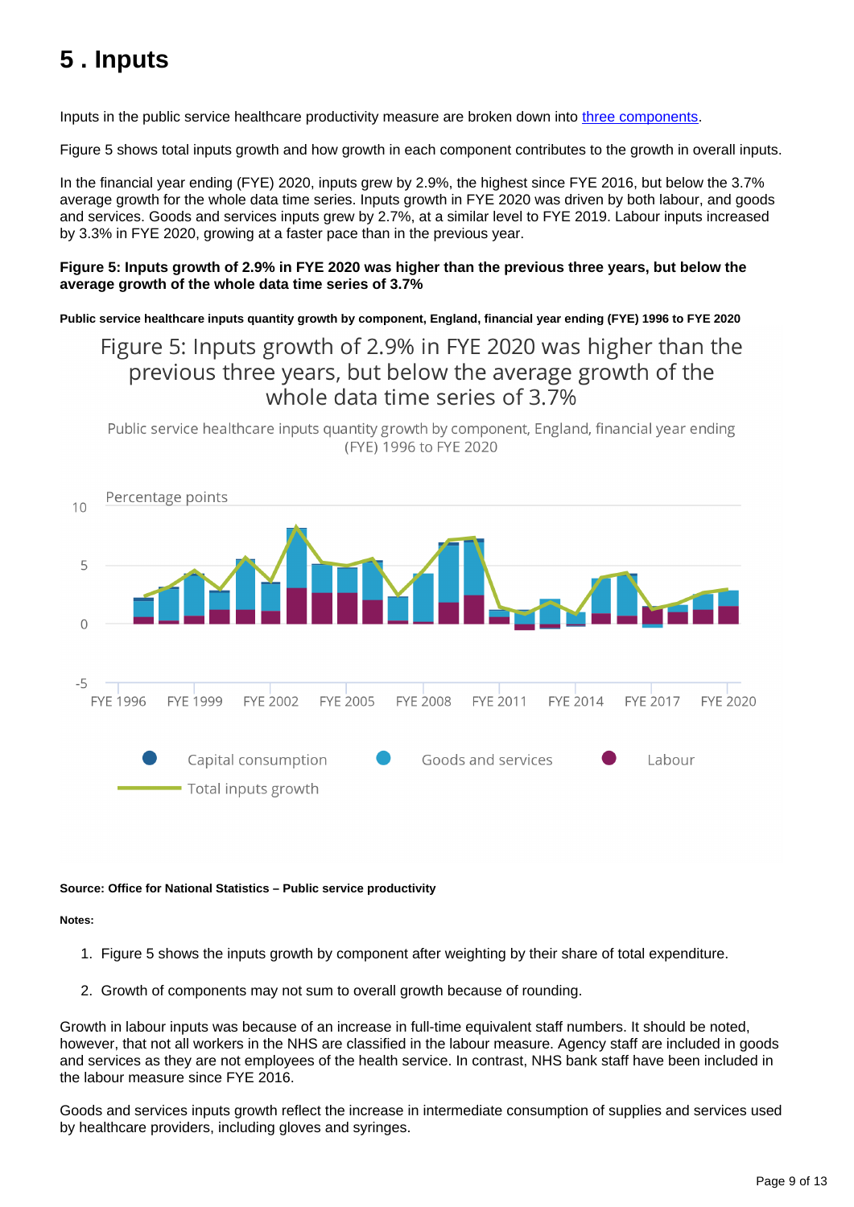# 5 . Inputs

Inputs in the public service healthcare productivity measure are broken down into three components.

Figure 5 shows total inputs growth and how growth in each component contributes to the growth in overall inputs.

In the financial year ending (FYE) 2020, inputs grew by 2.9%, the highest since FYE 2016, but below the 3.7% average growth for the whole data time series. Inputs growth in FYE 2020 was driven by both labour, and goods and services. Goods and services inputs grew by 2.7%, at a similar level to FYE 2019. Labour inputs increased by 3.3% in FYE 2020, growing at a faster pace than in the previous year.

**Figure 5: Inputs growth of 2.9% in FYE 2020 was higher than the previous three years, but below the average growth of the whole data time series of 3.7%**

**Public service healthcare inputs quantity growth by component, England, financial year ending (FYE) 1996 to FYE 2020**

Figure 5: Inputs growth of 2.9% in FYE 2020 was higher than the previous three years, but below the average growth of the whole data time series of 3.7%

Public service healthcare inputs quantity growth by component, England, financial year ending (FYE) 1996 to FYE 2020

Percentage points

Capital consumption | Goods and services | Labour | Total inputs growth

**Source: Office for National Statistics – Public service productivity**

**Notes:**

1. Figure 5 shows the inputs growth by component after weighting by their share of total expenditure.
2. Growth of components may not sum to overall growth because of rounding.

Growth in labour inputs was because of an increase in full-time equivalent staff numbers. It should be noted, however, that not all workers in the NHS are classified in the labour measure. Agency staff are included in goods and services as they are not employees of the health service. In contrast, NHS bank staff have been included in the labour measure since FYE 2016.

Goods and services inputs growth reflect the increase in intermediate consumption of supplies and services used by healthcare providers, including gloves and syringes.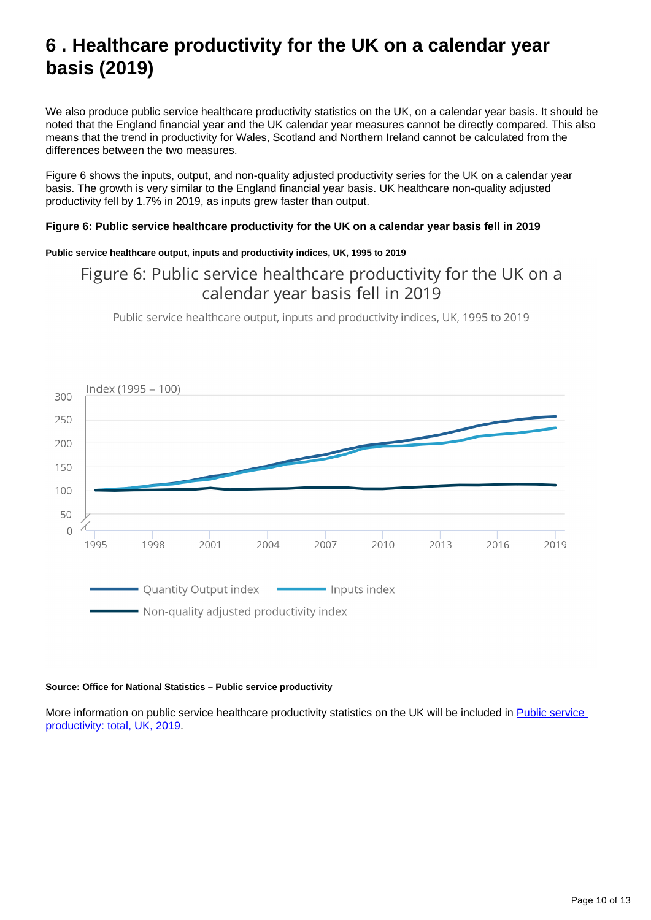# 6 . Healthcare productivity for the UK on a calendar year basis (2019)

We also produce public service healthcare productivity statistics on the UK, on a calendar year basis. It should be noted that the England financial year and the UK calendar year measures cannot be directly compared. This also means that the trend in productivity for Wales, Scotland and Northern Ireland cannot be calculated from the differences between the two measures.

Figure 6 shows the inputs, output, and non-quality adjusted productivity series for the UK on a calendar year basis. The growth is very similar to the England financial year basis. UK healthcare non-quality adjusted productivity fell by 1.7% in 2019, as inputs grew faster than output.

**Figure 6: Public service healthcare productivity for the UK on a calendar year basis fell in 2019**

**Public service healthcare output, inputs and productivity indices, UK, 1995 to 2019**

**Source: Office for National Statistics – Public service productivity**

More information on public service healthcare productivity statistics on the UK will be included in [Public service productivity: total, UK, 2019]().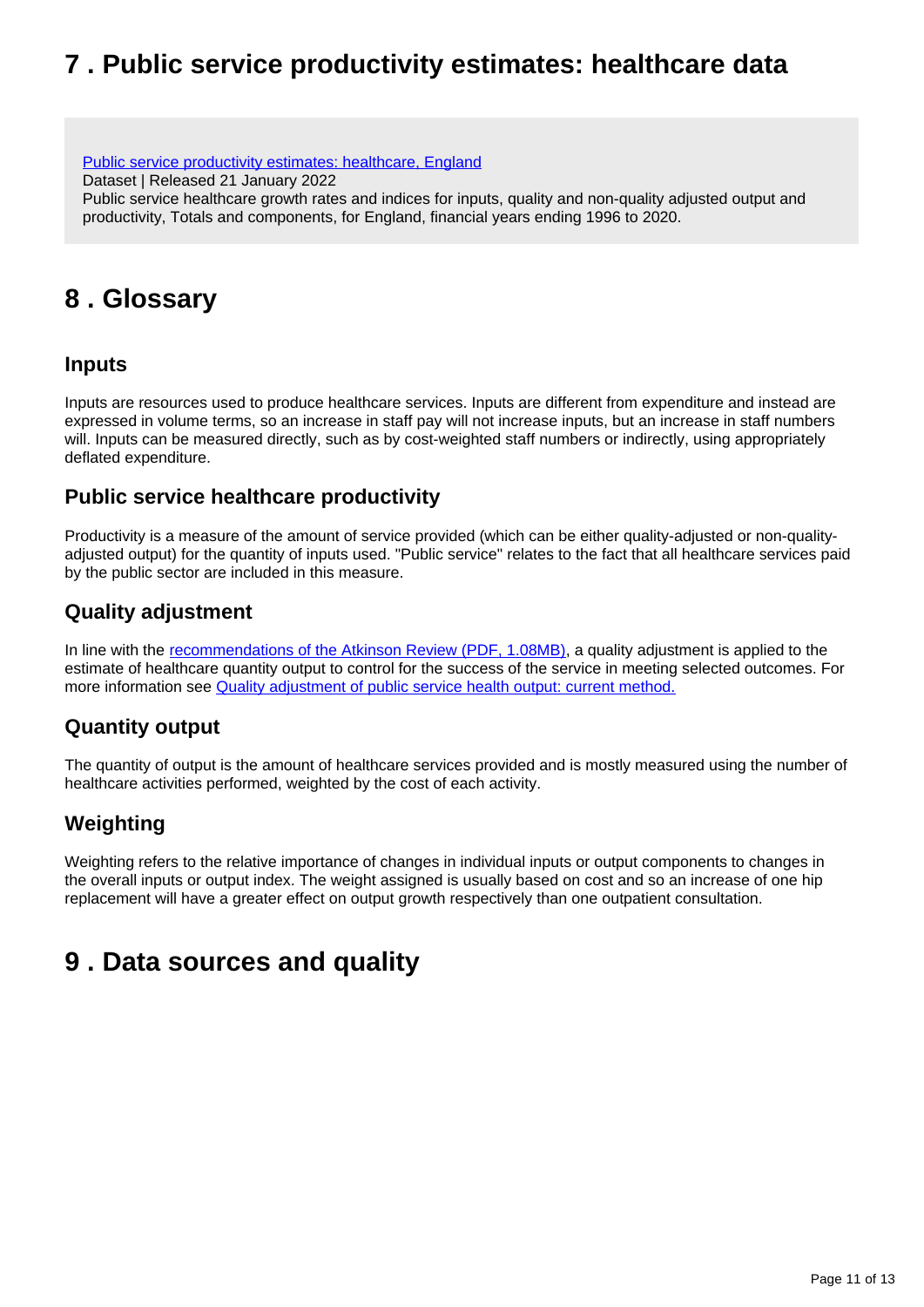## 7 . Public service productivity estimates: healthcare data

[Public service productivity estimates: healthcare, England](#)
Dataset | Released 21 January 2022
Public service healthcare growth rates and indices for inputs, quality and non-quality adjusted output and productivity, Totals and components, for England, financial years ending 1996 to 2020.

## 8 . Glossary

### Inputs

Inputs are resources used to produce healthcare services. Inputs are different from expenditure and instead are expressed in volume terms, so an increase in staff pay will not increase inputs, but an increase in staff numbers will. Inputs can be measured directly, such as by cost-weighted staff numbers or indirectly, using appropriately deflated expenditure.

### Public service healthcare productivity

Productivity is a measure of the amount of service provided (which can be either quality-adjusted or non-quality-adjusted output) for the quantity of inputs used. "Public service" relates to the fact that all healthcare services paid by the public sector are included in this measure.

### Quality adjustment

In line with the recommendations of the Atkinson Review (PDF, 1.08MB), a quality adjustment is applied to the estimate of healthcare quantity output to control for the success of the service in meeting selected outcomes. For more information see Quality adjustment of public service health output: current method.

### Quantity output

The quantity of output is the amount of healthcare services provided and is mostly measured using the number of healthcare activities performed, weighted by the cost of each activity.

### Weighting

Weighting refers to the relative importance of changes in individual inputs or output components to changes in the overall inputs or output index. The weight assigned is usually based on cost and so an increase of one hip replacement will have a greater effect on output growth respectively than one outpatient consultation.

## 9 . Data sources and quality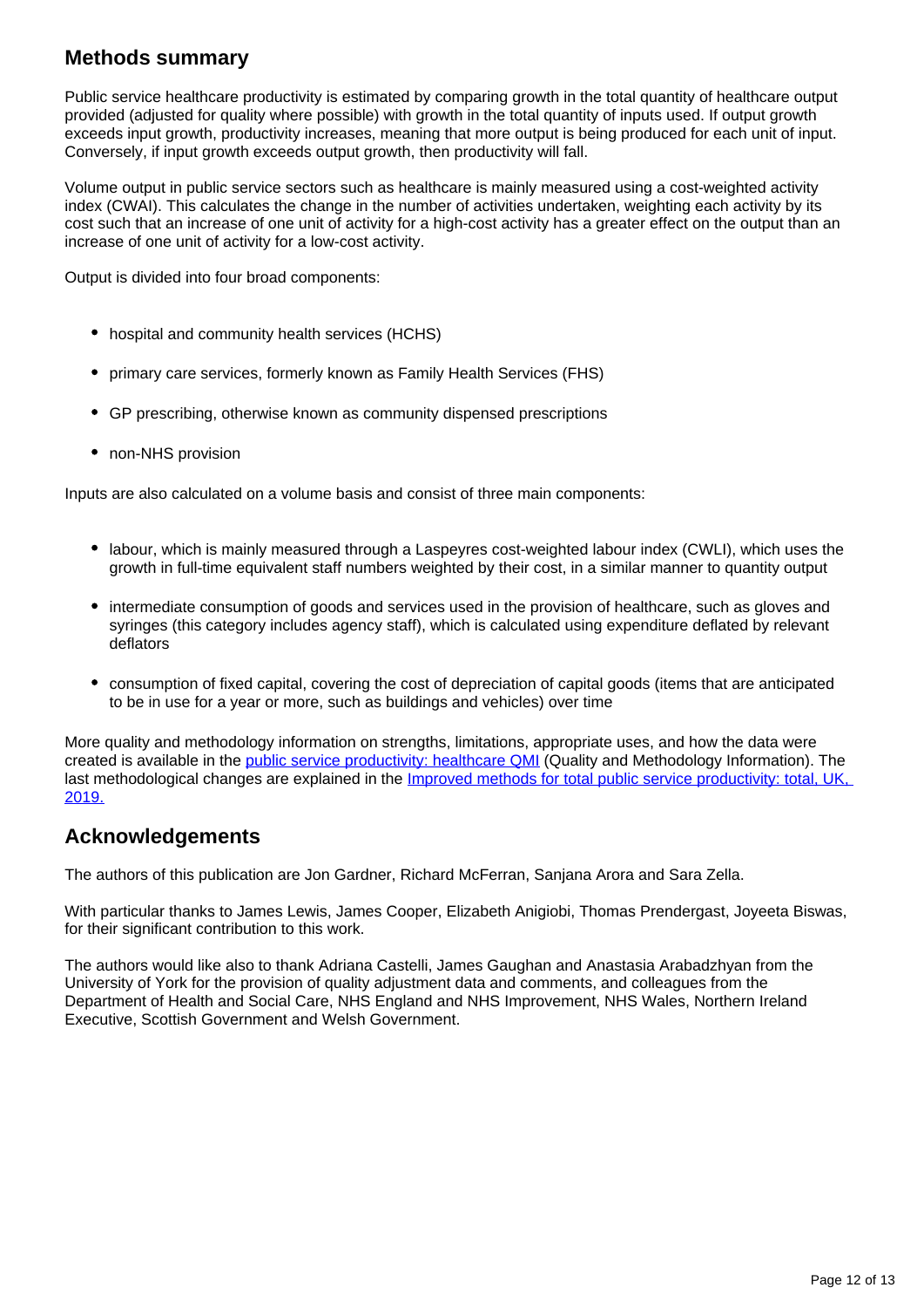## Methods summary

Public service healthcare productivity is estimated by comparing growth in the total quantity of healthcare output provided (adjusted for quality where possible) with growth in the total quantity of inputs used. If output growth exceeds input growth, productivity increases, meaning that more output is being produced for each unit of input. Conversely, if input growth exceeds output growth, then productivity will fall.

Volume output in public service sectors such as healthcare is mainly measured using a cost-weighted activity index (CWAI). This calculates the change in the number of activities undertaken, weighting each activity by its cost such that an increase of one unit of activity for a high-cost activity has a greater effect on the output than an increase of one unit of activity for a low-cost activity.

Output is divided into four broad components:

- hospital and community health services (HCHS)
- primary care services, formerly known as Family Health Services (FHS)
- GP prescribing, otherwise known as community dispensed prescriptions
- non-NHS provision

Inputs are also calculated on a volume basis and consist of three main components:

- labour, which is mainly measured through a Laspeyres cost-weighted labour index (CWLI), which uses the growth in full-time equivalent staff numbers weighted by their cost, in a similar manner to quantity output
- intermediate consumption of goods and services used in the provision of healthcare, such as gloves and syringes (this category includes agency staff), which is calculated using expenditure deflated by relevant deflators
- consumption of fixed capital, covering the cost of depreciation of capital goods (items that are anticipated to be in use for a year or more, such as buildings and vehicles) over time

More quality and methodology information on strengths, limitations, appropriate uses, and how the data were created is available in the public service productivity: healthcare QMI (Quality and Methodology Information). The last methodological changes are explained in the Improved methods for total public service productivity: total, UK, 2019.

## Acknowledgements

The authors of this publication are Jon Gardner, Richard McFerran, Sanjana Arora and Sara Zella.

With particular thanks to James Lewis, James Cooper, Elizabeth Anigiobi, Thomas Prendergast, Joyeeta Biswas, for their significant contribution to this work.

The authors would like also to thank Adriana Castelli, James Gaughan and Anastasia Arabadzhyan from the University of York for the provision of quality adjustment data and comments, and colleagues from the Department of Health and Social Care, NHS England and NHS Improvement, NHS Wales, Northern Ireland Executive, Scottish Government and Welsh Government.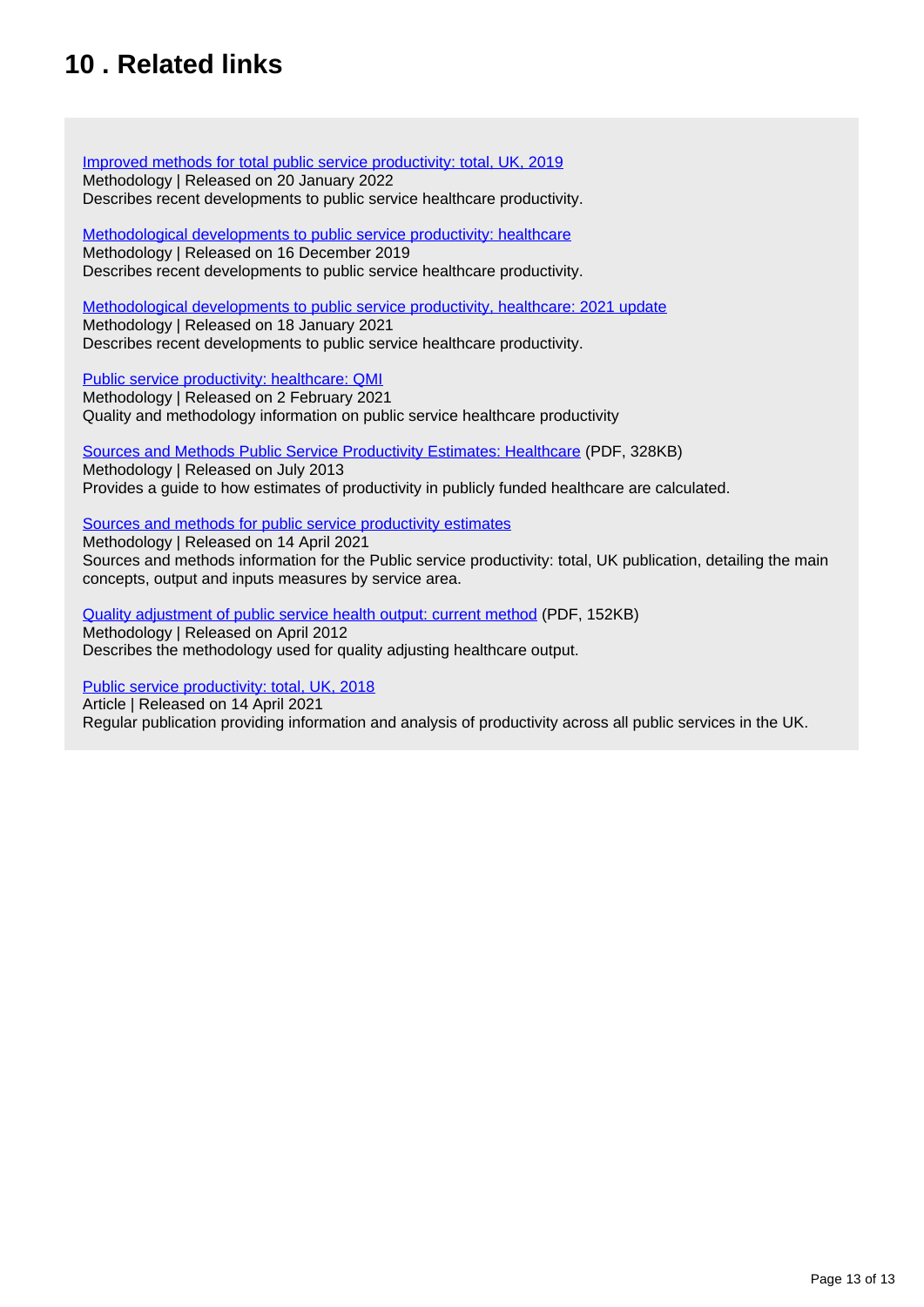## 10 . Related links

[Improved methods for total public service productivity: total, UK, 2019]
Methodology | Released on 20 January 2022
Describes recent developments to public service healthcare productivity.

[Methodological developments to public service productivity: healthcare]
Methodology | Released on 16 December 2019
Describes recent developments to public service healthcare productivity.

[Methodological developments to public service productivity, healthcare: 2021 update]
Methodology | Released on 18 January 2021
Describes recent developments to public service healthcare productivity.

[Public service productivity: healthcare: QMI]
Methodology | Released on 2 February 2021
Quality and methodology information on public service healthcare productivity

[Sources and Methods Public Service Productivity Estimates: Healthcare] (PDF, 328KB)
Methodology | Released on July 2013
Provides a guide to how estimates of productivity in publicly funded healthcare are calculated.

[Sources and methods for public service productivity estimates]
Methodology | Released on 14 April 2021
Sources and methods information for the Public service productivity: total, UK publication, detailing the main concepts, output and inputs measures by service area.

[Quality adjustment of public service health output: current method] (PDF, 152KB)
Methodology | Released on April 2012
Describes the methodology used for quality adjusting healthcare output.

[Public service productivity: total, UK, 2018]
Article | Released on 14 April 2021
Regular publication providing information and analysis of productivity across all public services in the UK.